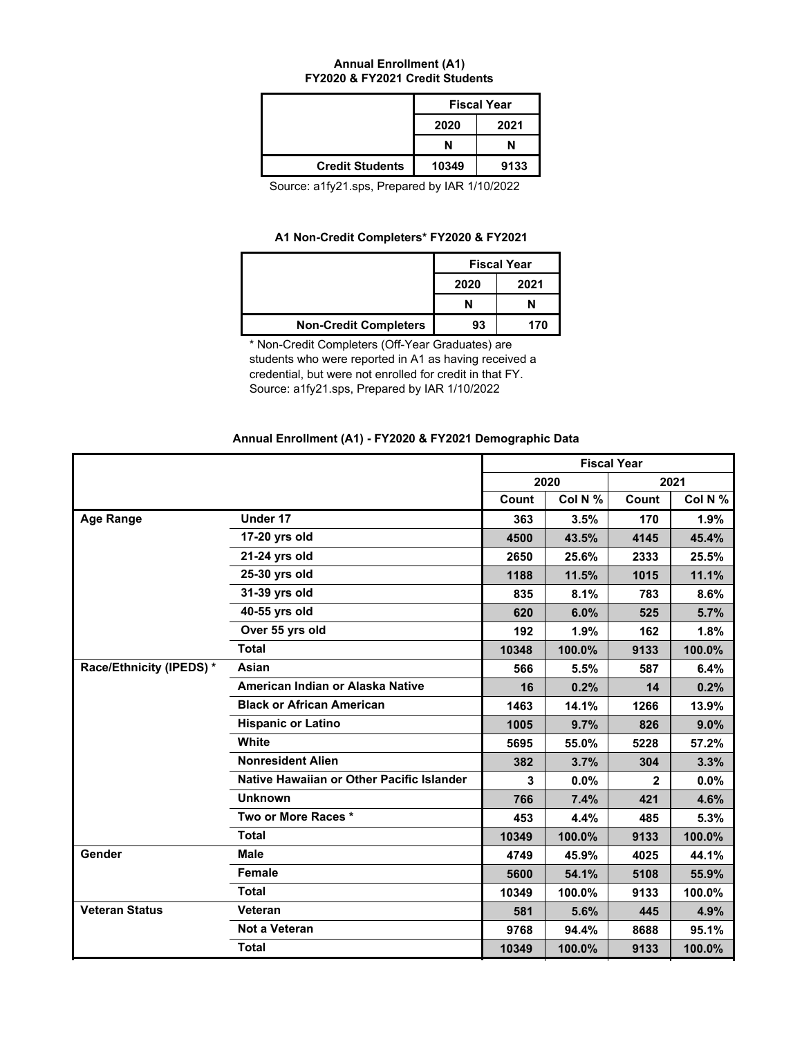### Annual Enrollment (A1)
### FY2020 & FY2021 Credit Students

| | Fiscal Year | |
|---|---|---|
| | 2020 | 2021 |
| | N | N |
| Credit Students | 10349 | 9133 |

Source: a1fy21.sps, Prepared by IAR 1/10/2022

### A1 Non-Credit Completers* FY2020 & FY2021

| | Fiscal Year | |
|---|---|---|
| | 2020 | 2021 |
| | N | N |
| Non-Credit Completers | 93 | 170 |

* Non-Credit Completers (Off-Year Graduates) are students who were reported in A1 as having received a credential, but were not enrolled for credit in that FY.
Source: a1fy21.sps, Prepared by IAR 1/10/2022

### Annual Enrollment (A1) - FY2020 & FY2021 Demographic Data

| | | Fiscal Year | | | |
|---|---|---|---|---|---|
| | | 2020 | | 2021 | |
| | | Count | Col N % | Count | Col N % |
| Age Range | Under 17 | 363 | 3.5% | 170 | 1.9% |
| | 17-20 yrs old | 4500 | 43.5% | 4145 | 45.4% |
| | 21-24 yrs old | 2650 | 25.6% | 2333 | 25.5% |
| | 25-30 yrs old | 1188 | 11.5% | 1015 | 11.1% |
| | 31-39 yrs old | 835 | 8.1% | 783 | 8.6% |
| | 40-55 yrs old | 620 | 6.0% | 525 | 5.7% |
| | Over 55 yrs old | 192 | 1.9% | 162 | 1.8% |
| | Total | 10348 | 100.0% | 9133 | 100.0% |
| Race/Ethnicity (IPEDS) * | Asian | 566 | 5.5% | 587 | 6.4% |
| | American Indian or Alaska Native | 16 | 0.2% | 14 | 0.2% |
| | Black or African American | 1463 | 14.1% | 1266 | 13.9% |
| | Hispanic or Latino | 1005 | 9.7% | 826 | 9.0% |
| | White | 5695 | 55.0% | 5228 | 57.2% |
| | Nonresident Alien | 382 | 3.7% | 304 | 3.3% |
| | Native Hawaiian or Other Pacific Islander | 3 | 0.0% | 2 | 0.0% |
| | Unknown | 766 | 7.4% | 421 | 4.6% |
| | Two or More Races * | 453 | 4.4% | 485 | 5.3% |
| | Total | 10349 | 100.0% | 9133 | 100.0% |
| Gender | Male | 4749 | 45.9% | 4025 | 44.1% |
| | Female | 5600 | 54.1% | 5108 | 55.9% |
| | Total | 10349 | 100.0% | 9133 | 100.0% |
| Veteran Status | Veteran | 581 | 5.6% | 445 | 4.9% |
| | Not a Veteran | 9768 | 94.4% | 8688 | 95.1% |
| | Total | 10349 | 100.0% | 9133 | 100.0% |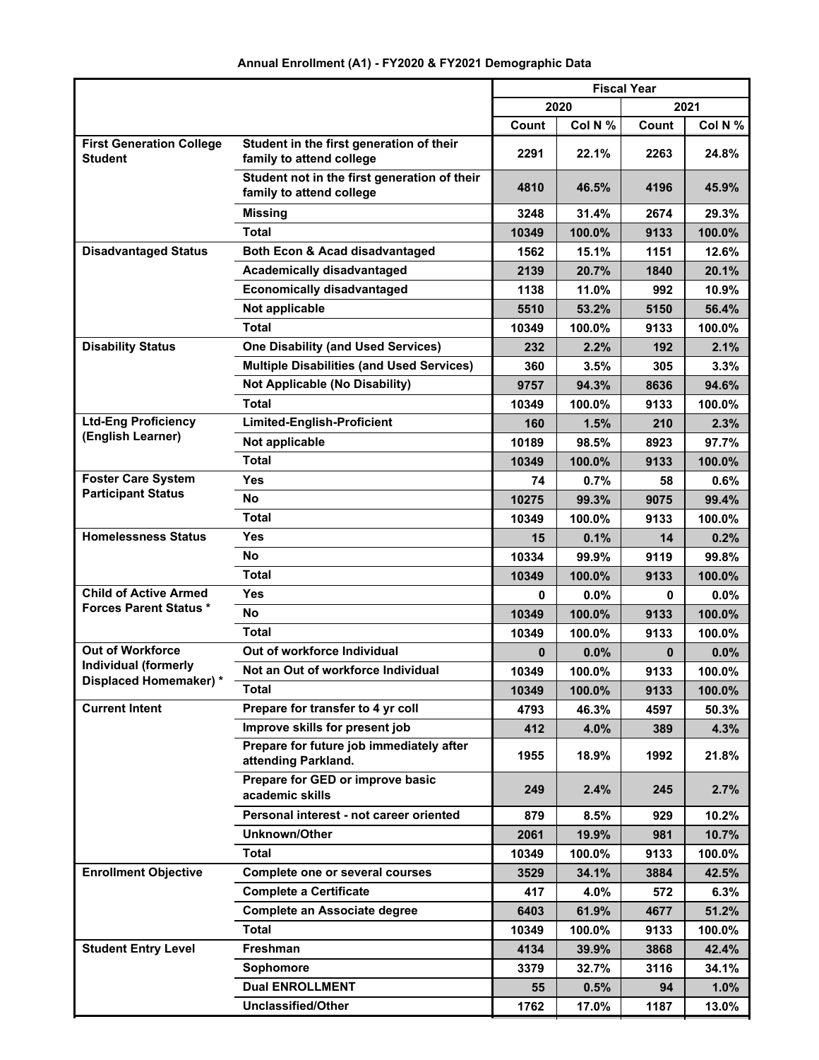**Annual Enrollment (A1) - FY2020 & FY2021 Demographic Data**

| | | Fiscal Year | | | |
|---|---|---|---|---|---|
| | | 2020 | | 2021 | |
| | | Count | Col N % | Count | Col N % |
| **First Generation College Student** | **Student in the first generation of their family to attend college** | **2291** | **22.1%** | **2263** | **24.8%** |
| | **Student not in the first generation of their family to attend college** | **4810** | **46.5%** | **4196** | **45.9%** |
| | **Missing** | **3248** | **31.4%** | **2674** | **29.3%** |
| | **Total** | **10349** | **100.0%** | **9133** | **100.0%** |
| **Disadvantaged Status** | **Both Econ & Acad disadvantaged** | **1562** | **15.1%** | **1151** | **12.6%** |
| | **Academically disadvantaged** | **2139** | **20.7%** | **1840** | **20.1%** |
| | **Economically disadvantaged** | **1138** | **11.0%** | **992** | **10.9%** |
| | **Not applicable** | **5510** | **53.2%** | **5150** | **56.4%** |
| | **Total** | **10349** | **100.0%** | **9133** | **100.0%** |
| **Disability Status** | **One Disability (and Used Services)** | **232** | **2.2%** | **192** | **2.1%** |
| | **Multiple Disabilities (and Used Services)** | **360** | **3.5%** | **305** | **3.3%** |
| | **Not Applicable (No Disability)** | **9757** | **94.3%** | **8636** | **94.6%** |
| | **Total** | **10349** | **100.0%** | **9133** | **100.0%** |
| **Ltd-Eng Proficiency (English Learner)** | **Limited-English-Proficient** | **160** | **1.5%** | **210** | **2.3%** |
| | **Not applicable** | **10189** | **98.5%** | **8923** | **97.7%** |
| | **Total** | **10349** | **100.0%** | **9133** | **100.0%** |
| **Foster Care System Participant Status** | **Yes** | **74** | **0.7%** | **58** | **0.6%** |
| | **No** | **10275** | **99.3%** | **9075** | **99.4%** |
| | **Total** | **10349** | **100.0%** | **9133** | **100.0%** |
| **Homelessness Status** | **Yes** | **15** | **0.1%** | **14** | **0.2%** |
| | **No** | **10334** | **99.9%** | **9119** | **99.8%** |
| | **Total** | **10349** | **100.0%** | **9133** | **100.0%** |
| **Child of Active Armed Forces Parent Status *** | **Yes** | **0** | **0.0%** | **0** | **0.0%** |
| | **No** | **10349** | **100.0%** | **9133** | **100.0%** |
| | **Total** | **10349** | **100.0%** | **9133** | **100.0%** |
| **Out of Workforce Individual (formerly Displaced Homemaker) *** | **Out of workforce Individual** | **0** | **0.0%** | **0** | **0.0%** |
| | **Not an Out of workforce Individual** | **10349** | **100.0%** | **9133** | **100.0%** |
| | **Total** | **10349** | **100.0%** | **9133** | **100.0%** |
| **Current Intent** | **Prepare for transfer to 4 yr coll** | **4793** | **46.3%** | **4597** | **50.3%** |
| | **Improve skills for present job** | **412** | **4.0%** | **389** | **4.3%** |
| | **Prepare for future job immediately after attending Parkland.** | **1955** | **18.9%** | **1992** | **21.8%** |
| | **Prepare for GED or improve basic academic skills** | **249** | **2.4%** | **245** | **2.7%** |
| | **Personal interest - not career oriented** | **879** | **8.5%** | **929** | **10.2%** |
| | **Unknown/Other** | **2061** | **19.9%** | **981** | **10.7%** |
| | **Total** | **10349** | **100.0%** | **9133** | **100.0%** |
| **Enrollment Objective** | **Complete one or several courses** | **3529** | **34.1%** | **3884** | **42.5%** |
| | **Complete a Certificate** | **417** | **4.0%** | **572** | **6.3%** |
| | **Complete an Associate degree** | **6403** | **61.9%** | **4677** | **51.2%** |
| | **Total** | **10349** | **100.0%** | **9133** | **100.0%** |
| **Student Entry Level** | **Freshman** | **4134** | **39.9%** | **3868** | **42.4%** |
| | **Sophomore** | **3379** | **32.7%** | **3116** | **34.1%** |
| | **Dual ENROLLMENT** | **55** | **0.5%** | **94** | **1.0%** |
| | **Unclassified/Other** | **1762** | **17.0%** | **1187** | **13.0%** |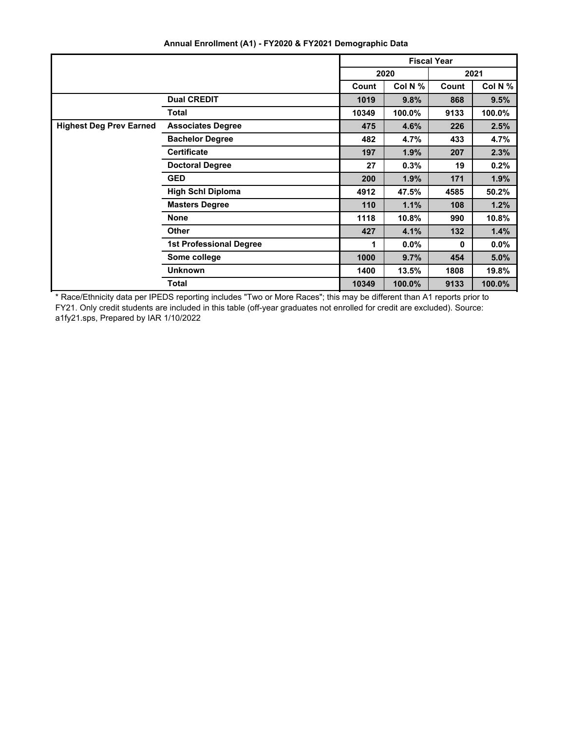**Annual Enrollment (A1) - FY2020 & FY2021 Demographic Data**

| | | Fiscal Year | | | |
|---|---|---|---|---|---|
| | | 2020 | | 2021 | |
| | | Count | Col N % | Count | Col N % |
| | **Dual CREDIT** | 1019 | 9.8% | 868 | 9.5% |
| | **Total** | 10349 | 100.0% | 9133 | 100.0% |
| **Highest Deg Prev Earned** | **Associates Degree** | 475 | 4.6% | 226 | 2.5% |
| | **Bachelor Degree** | 482 | 4.7% | 433 | 4.7% |
| | **Certificate** | 197 | 1.9% | 207 | 2.3% |
| | **Doctoral Degree** | 27 | 0.3% | 19 | 0.2% |
| | **GED** | 200 | 1.9% | 171 | 1.9% |
| | **High Schl Diploma** | 4912 | 47.5% | 4585 | 50.2% |
| | **Masters Degree** | 110 | 1.1% | 108 | 1.2% |
| | **None** | 1118 | 10.8% | 990 | 10.8% |
| | **Other** | 427 | 4.1% | 132 | 1.4% |
| | **1st Professional Degree** | 1 | 0.0% | 0 | 0.0% |
| | **Some college** | 1000 | 9.7% | 454 | 5.0% |
| | **Unknown** | 1400 | 13.5% | 1808 | 19.8% |
| | **Total** | 10349 | 100.0% | 9133 | 100.0% |

* Race/Ethnicity data per IPEDS reporting includes "Two or More Races"; this may be different than A1 reports prior to FY21. Only credit students are included in this table (off-year graduates not enrolled for credit are excluded). Source: a1fy21.sps, Prepared by IAR 1/10/2022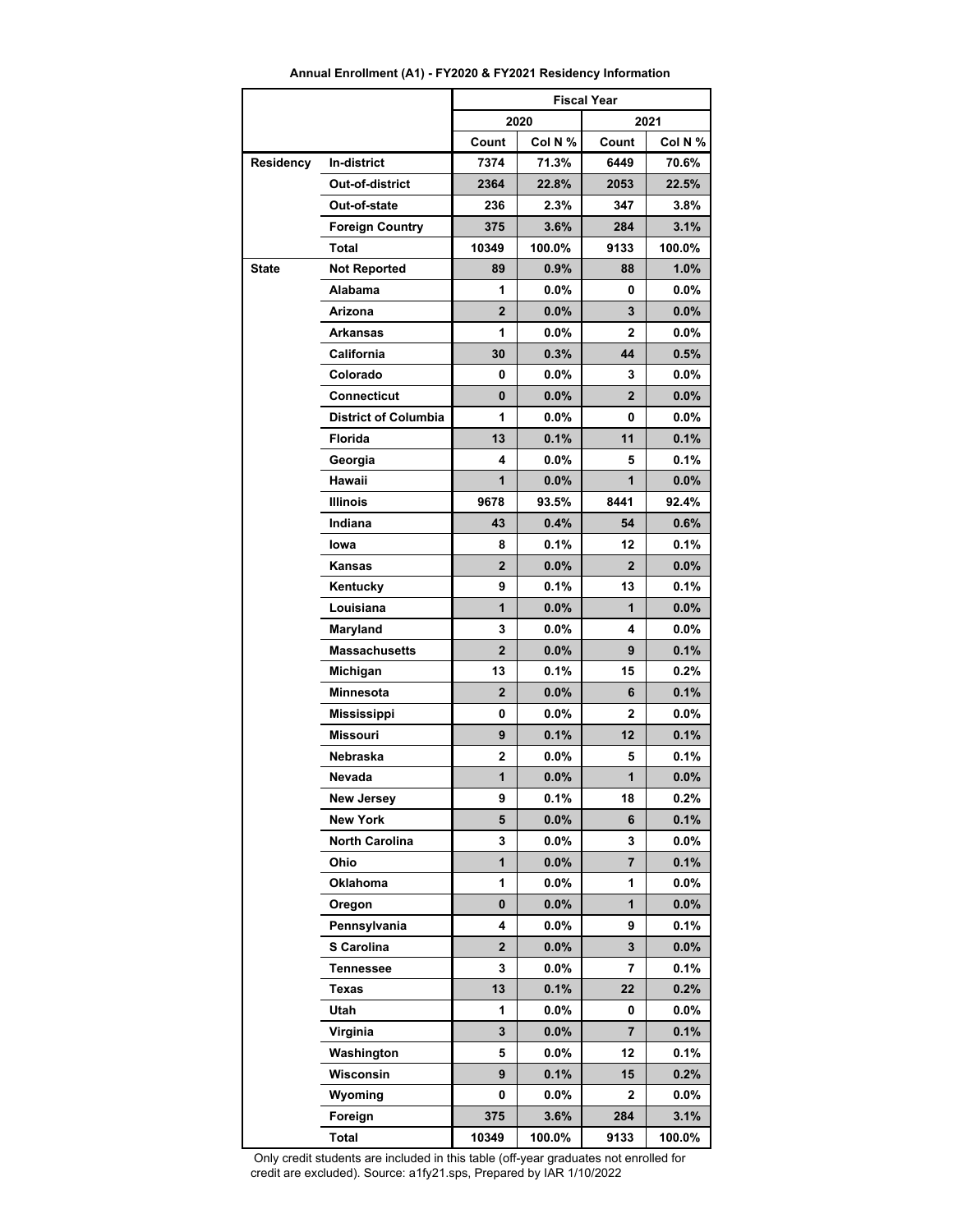**Annual Enrollment (A1) - FY2020 & FY2021 Residency Information**

| | | Fiscal Year | | | |
|---|---|---|---|---|---|
| | | 2020 | | 2021 | |
| | | Count | Col N % | Count | Col N % |
| **Residency** | **In-district** | 7374 | 71.3% | 6449 | 70.6% |
| | **Out-of-district** | 2364 | 22.8% | 2053 | 22.5% |
| | **Out-of-state** | 236 | 2.3% | 347 | 3.8% |
| | **Foreign Country** | 375 | 3.6% | 284 | 3.1% |
| | **Total** | 10349 | 100.0% | 9133 | 100.0% |
| **State** | **Not Reported** | 89 | 0.9% | 88 | 1.0% |
| | **Alabama** | 1 | 0.0% | 0 | 0.0% |
| | **Arizona** | 2 | 0.0% | 3 | 0.0% |
| | **Arkansas** | 1 | 0.0% | 2 | 0.0% |
| | **California** | 30 | 0.3% | 44 | 0.5% |
| | **Colorado** | 0 | 0.0% | 3 | 0.0% |
| | **Connecticut** | 0 | 0.0% | 2 | 0.0% |
| | **District of Columbia** | 1 | 0.0% | 0 | 0.0% |
| | **Florida** | 13 | 0.1% | 11 | 0.1% |
| | **Georgia** | 4 | 0.0% | 5 | 0.1% |
| | **Hawaii** | 1 | 0.0% | 1 | 0.0% |
| | **Illinois** | 9678 | 93.5% | 8441 | 92.4% |
| | **Indiana** | 43 | 0.4% | 54 | 0.6% |
| | **Iowa** | 8 | 0.1% | 12 | 0.1% |
| | **Kansas** | 2 | 0.0% | 2 | 0.0% |
| | **Kentucky** | 9 | 0.1% | 13 | 0.1% |
| | **Louisiana** | 1 | 0.0% | 1 | 0.0% |
| | **Maryland** | 3 | 0.0% | 4 | 0.0% |
| | **Massachusetts** | 2 | 0.0% | 9 | 0.1% |
| | **Michigan** | 13 | 0.1% | 15 | 0.2% |
| | **Minnesota** | 2 | 0.0% | 6 | 0.1% |
| | **Mississippi** | 0 | 0.0% | 2 | 0.0% |
| | **Missouri** | 9 | 0.1% | 12 | 0.1% |
| | **Nebraska** | 2 | 0.0% | 5 | 0.1% |
| | **Nevada** | 1 | 0.0% | 1 | 0.0% |
| | **New Jersey** | 9 | 0.1% | 18 | 0.2% |
| | **New York** | 5 | 0.0% | 6 | 0.1% |
| | **North Carolina** | 3 | 0.0% | 3 | 0.0% |
| | **Ohio** | 1 | 0.0% | 7 | 0.1% |
| | **Oklahoma** | 1 | 0.0% | 1 | 0.0% |
| | **Oregon** | 0 | 0.0% | 1 | 0.0% |
| | **Pennsylvania** | 4 | 0.0% | 9 | 0.1% |
| | **S Carolina** | 2 | 0.0% | 3 | 0.0% |
| | **Tennessee** | 3 | 0.0% | 7 | 0.1% |
| | **Texas** | 13 | 0.1% | 22 | 0.2% |
| | **Utah** | 1 | 0.0% | 0 | 0.0% |
| | **Virginia** | 3 | 0.0% | 7 | 0.1% |
| | **Washington** | 5 | 0.0% | 12 | 0.1% |
| | **Wisconsin** | 9 | 0.1% | 15 | 0.2% |
| | **Wyoming** | 0 | 0.0% | 2 | 0.0% |
| | **Foreign** | 375 | 3.6% | 284 | 3.1% |
| | **Total** | 10349 | 100.0% | 9133 | 100.0% |

Only credit students are included in this table (off-year graduates not enrolled for credit are excluded). Source: a1fy21.sps, Prepared by IAR 1/10/2022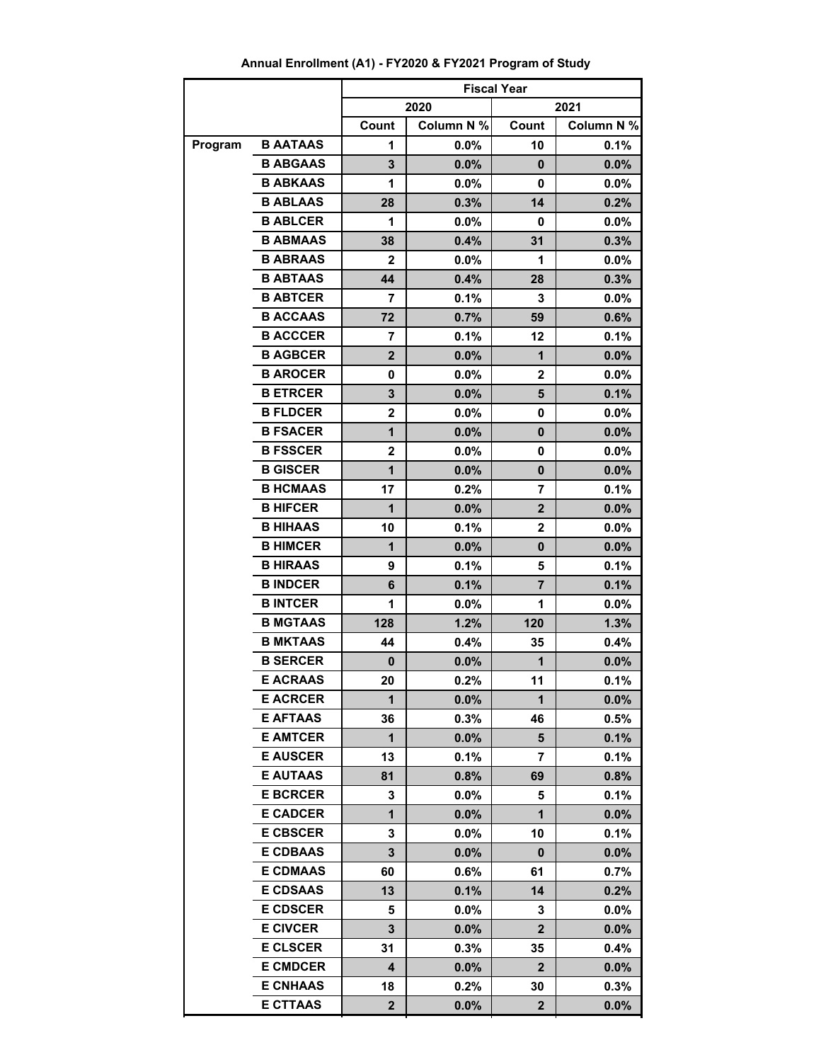**Annual Enrollment (A1) - FY2020 & FY2021 Program of Study**

| | | Fiscal Year | | | |
|---|---|---|---|---|---|
| | | 2020 | | 2021 | |
| | | Count | Column N % | Count | Column N % |
| Program | B AATAAS | 1 | 0.0% | 10 | 0.1% |
| | B ABGAAS | 3 | 0.0% | 0 | 0.0% |
| | B ABKAAS | 1 | 0.0% | 0 | 0.0% |
| | B ABLAAS | 28 | 0.3% | 14 | 0.2% |
| | B ABLCER | 1 | 0.0% | 0 | 0.0% |
| | B ABMAAS | 38 | 0.4% | 31 | 0.3% |
| | B ABRAAS | 2 | 0.0% | 1 | 0.0% |
| | B ABTAAS | 44 | 0.4% | 28 | 0.3% |
| | B ABTCER | 7 | 0.1% | 3 | 0.0% |
| | B ACCAAS | 72 | 0.7% | 59 | 0.6% |
| | B ACCCER | 7 | 0.1% | 12 | 0.1% |
| | B AGBCER | 2 | 0.0% | 1 | 0.0% |
| | B AROCER | 0 | 0.0% | 2 | 0.0% |
| | B ETRCER | 3 | 0.0% | 5 | 0.1% |
| | B FLDCER | 2 | 0.0% | 0 | 0.0% |
| | B FSACER | 1 | 0.0% | 0 | 0.0% |
| | B FSSCER | 2 | 0.0% | 0 | 0.0% |
| | B GISCER | 1 | 0.0% | 0 | 0.0% |
| | B HCMAAS | 17 | 0.2% | 7 | 0.1% |
| | B HIFCER | 1 | 0.0% | 2 | 0.0% |
| | B HIHAAS | 10 | 0.1% | 2 | 0.0% |
| | B HIMCER | 1 | 0.0% | 0 | 0.0% |
| | B HIRAAS | 9 | 0.1% | 5 | 0.1% |
| | B INDCER | 6 | 0.1% | 7 | 0.1% |
| | B INTCER | 1 | 0.0% | 1 | 0.0% |
| | B MGTAAS | 128 | 1.2% | 120 | 1.3% |
| | B MKTAAS | 44 | 0.4% | 35 | 0.4% |
| | B SERCER | 0 | 0.0% | 1 | 0.0% |
| | E ACRAAS | 20 | 0.2% | 11 | 0.1% |
| | E ACRCER | 1 | 0.0% | 1 | 0.0% |
| | E AFTAAS | 36 | 0.3% | 46 | 0.5% |
| | E AMTCER | 1 | 0.0% | 5 | 0.1% |
| | E AUSCER | 13 | 0.1% | 7 | 0.1% |
| | E AUTAAS | 81 | 0.8% | 69 | 0.8% |
| | E BCRCER | 3 | 0.0% | 5 | 0.1% |
| | E CADCER | 1 | 0.0% | 1 | 0.0% |
| | E CBSCER | 3 | 0.0% | 10 | 0.1% |
| | E CDBAAS | 3 | 0.0% | 0 | 0.0% |
| | E CDMAAS | 60 | 0.6% | 61 | 0.7% |
| | E CDSAAS | 13 | 0.1% | 14 | 0.2% |
| | E CDSCER | 5 | 0.0% | 3 | 0.0% |
| | E CIVCER | 3 | 0.0% | 2 | 0.0% |
| | E CLSCER | 31 | 0.3% | 35 | 0.4% |
| | E CMDCER | 4 | 0.0% | 2 | 0.0% |
| | E CNHAAS | 18 | 0.2% | 30 | 0.3% |
| | E CTTAAS | 2 | 0.0% | 2 | 0.0% |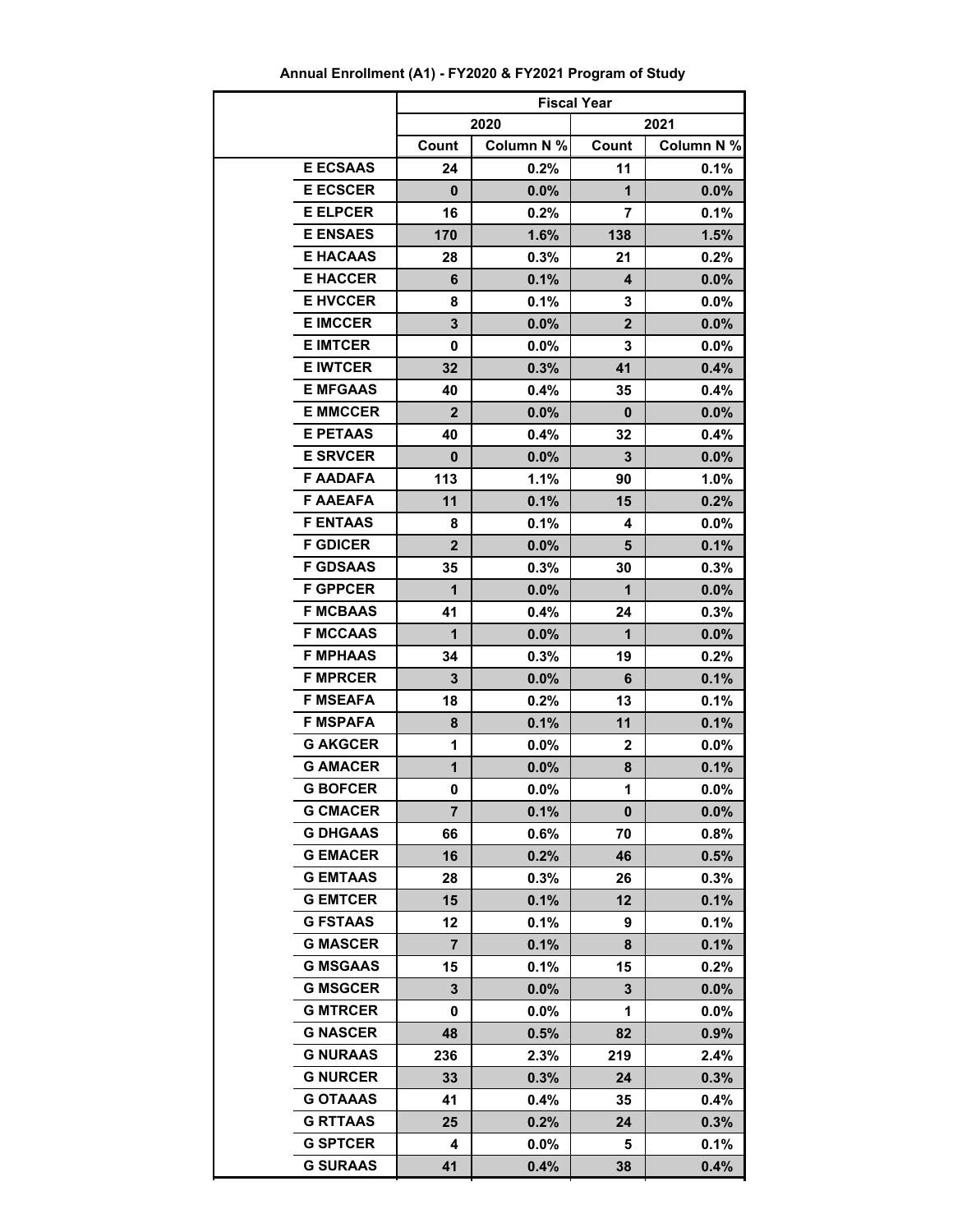**Annual Enrollment (A1) - FY2020 & FY2021 Program of Study**

| | Fiscal Year | | | |
|---|---|---|---|---|
| | 2020 | | 2021 | |
| | Count | Column N % | Count | Column N % |
| E ECSAAS | 24 | 0.2% | 11 | 0.1% |
| E ECSCER | 0 | 0.0% | 1 | 0.0% |
| E ELPCER | 16 | 0.2% | 7 | 0.1% |
| E ENSAES | 170 | 1.6% | 138 | 1.5% |
| E HACAAS | 28 | 0.3% | 21 | 0.2% |
| E HACCER | 6 | 0.1% | 4 | 0.0% |
| E HVCCER | 8 | 0.1% | 3 | 0.0% |
| E IMCCER | 3 | 0.0% | 2 | 0.0% |
| E IMTCER | 0 | 0.0% | 3 | 0.0% |
| E IWTCER | 32 | 0.3% | 41 | 0.4% |
| E MFGAAS | 40 | 0.4% | 35 | 0.4% |
| E MMCCER | 2 | 0.0% | 0 | 0.0% |
| E PETAAS | 40 | 0.4% | 32 | 0.4% |
| E SRVCER | 0 | 0.0% | 3 | 0.0% |
| F AADAFA | 113 | 1.1% | 90 | 1.0% |
| F AAEAFA | 11 | 0.1% | 15 | 0.2% |
| F ENTAAS | 8 | 0.1% | 4 | 0.0% |
| F GDICER | 2 | 0.0% | 5 | 0.1% |
| F GDSAAS | 35 | 0.3% | 30 | 0.3% |
| F GPPCER | 1 | 0.0% | 1 | 0.0% |
| F MCBAAS | 41 | 0.4% | 24 | 0.3% |
| F MCCAAS | 1 | 0.0% | 1 | 0.0% |
| F MPHAAS | 34 | 0.3% | 19 | 0.2% |
| F MPRCER | 3 | 0.0% | 6 | 0.1% |
| F MSEAFA | 18 | 0.2% | 13 | 0.1% |
| F MSPAFA | 8 | 0.1% | 11 | 0.1% |
| G AKGCER | 1 | 0.0% | 2 | 0.0% |
| G AMACER | 1 | 0.0% | 8 | 0.1% |
| G BOFCER | 0 | 0.0% | 1 | 0.0% |
| G CMACER | 7 | 0.1% | 0 | 0.0% |
| G DHGAAS | 66 | 0.6% | 70 | 0.8% |
| G EMACER | 16 | 0.2% | 46 | 0.5% |
| G EMTAAS | 28 | 0.3% | 26 | 0.3% |
| G EMTCER | 15 | 0.1% | 12 | 0.1% |
| G FSTAAS | 12 | 0.1% | 9 | 0.1% |
| G MASCER | 7 | 0.1% | 8 | 0.1% |
| G MSGAAS | 15 | 0.1% | 15 | 0.2% |
| G MSGCER | 3 | 0.0% | 3 | 0.0% |
| G MTRCER | 0 | 0.0% | 1 | 0.0% |
| G NASCER | 48 | 0.5% | 82 | 0.9% |
| G NURAAS | 236 | 2.3% | 219 | 2.4% |
| G NURCER | 33 | 0.3% | 24 | 0.3% |
| G OTAAAS | 41 | 0.4% | 35 | 0.4% |
| G RTTAAS | 25 | 0.2% | 24 | 0.3% |
| G SPTCER | 4 | 0.0% | 5 | 0.1% |
| G SURAAS | 41 | 0.4% | 38 | 0.4% |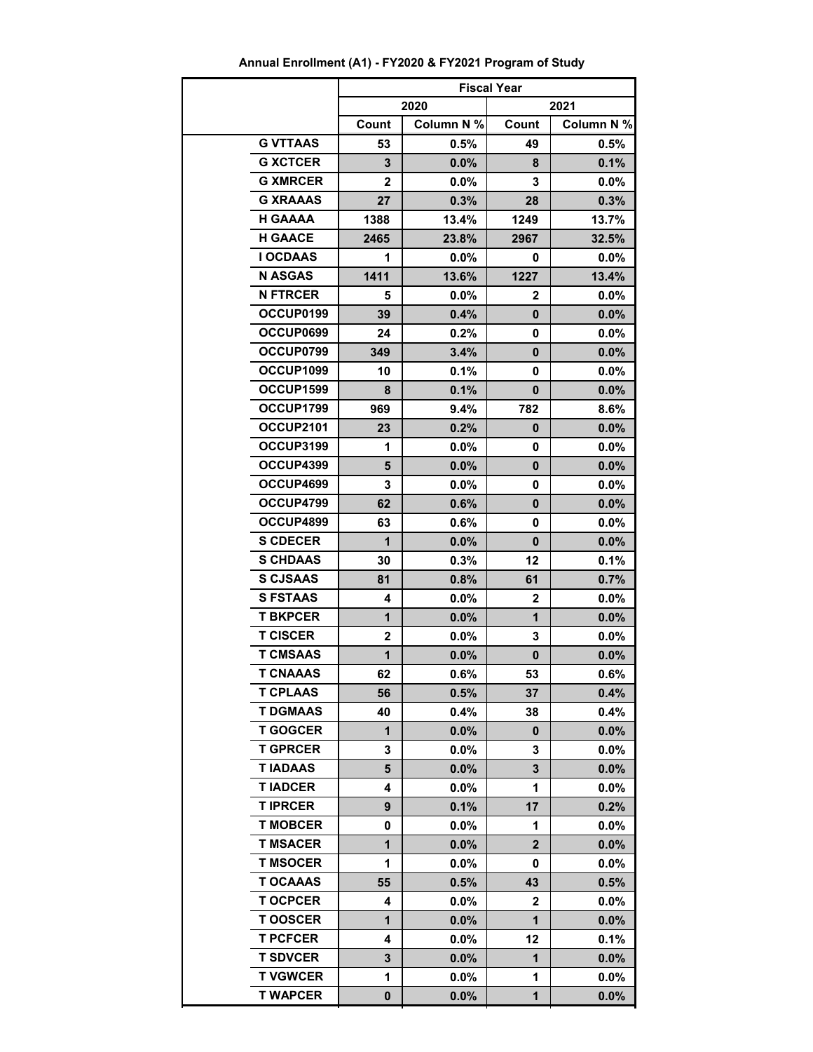**Annual Enrollment (A1) - FY2020 & FY2021 Program of Study**

| | Fiscal Year | | | |
|---|---|---|---|---|
| | 2020 | | 2021 | |
| | Count | Column N % | Count | Column N % |
| G VTTAAS | 53 | 0.5% | 49 | 0.5% |
| G XCTCER | 3 | 0.0% | 8 | 0.1% |
| G XMRCER | 2 | 0.0% | 3 | 0.0% |
| G XRAAAS | 27 | 0.3% | 28 | 0.3% |
| H GAAAA | 1388 | 13.4% | 1249 | 13.7% |
| H GAACE | 2465 | 23.8% | 2967 | 32.5% |
| I OCDAAS | 1 | 0.0% | 0 | 0.0% |
| N ASGAS | 1411 | 13.6% | 1227 | 13.4% |
| N FTRCER | 5 | 0.0% | 2 | 0.0% |
| OCCUP0199 | 39 | 0.4% | 0 | 0.0% |
| OCCUP0699 | 24 | 0.2% | 0 | 0.0% |
| OCCUP0799 | 349 | 3.4% | 0 | 0.0% |
| OCCUP1099 | 10 | 0.1% | 0 | 0.0% |
| OCCUP1599 | 8 | 0.1% | 0 | 0.0% |
| OCCUP1799 | 969 | 9.4% | 782 | 8.6% |
| OCCUP2101 | 23 | 0.2% | 0 | 0.0% |
| OCCUP3199 | 1 | 0.0% | 0 | 0.0% |
| OCCUP4399 | 5 | 0.0% | 0 | 0.0% |
| OCCUP4699 | 3 | 0.0% | 0 | 0.0% |
| OCCUP4799 | 62 | 0.6% | 0 | 0.0% |
| OCCUP4899 | 63 | 0.6% | 0 | 0.0% |
| S CDECER | 1 | 0.0% | 0 | 0.0% |
| S CHDAAS | 30 | 0.3% | 12 | 0.1% |
| S CJSAAS | 81 | 0.8% | 61 | 0.7% |
| S FSTAAS | 4 | 0.0% | 2 | 0.0% |
| T BKPCER | 1 | 0.0% | 1 | 0.0% |
| T CISCER | 2 | 0.0% | 3 | 0.0% |
| T CMSAAS | 1 | 0.0% | 0 | 0.0% |
| T CNAAAS | 62 | 0.6% | 53 | 0.6% |
| T CPLAAS | 56 | 0.5% | 37 | 0.4% |
| T DGMAAS | 40 | 0.4% | 38 | 0.4% |
| T GOGCER | 1 | 0.0% | 0 | 0.0% |
| T GPRCER | 3 | 0.0% | 3 | 0.0% |
| T IADAAS | 5 | 0.0% | 3 | 0.0% |
| T IADCER | 4 | 0.0% | 1 | 0.0% |
| T IPRCER | 9 | 0.1% | 17 | 0.2% |
| T MOBCER | 0 | 0.0% | 1 | 0.0% |
| T MSACER | 1 | 0.0% | 2 | 0.0% |
| T MSOCER | 1 | 0.0% | 0 | 0.0% |
| T OCAAAS | 55 | 0.5% | 43 | 0.5% |
| T OCPCER | 4 | 0.0% | 2 | 0.0% |
| T OOSCER | 1 | 0.0% | 1 | 0.0% |
| T PCFCER | 4 | 0.0% | 12 | 0.1% |
| T SDVCER | 3 | 0.0% | 1 | 0.0% |
| T VGWCER | 1 | 0.0% | 1 | 0.0% |
| T WAPCER | 0 | 0.0% | 1 | 0.0% |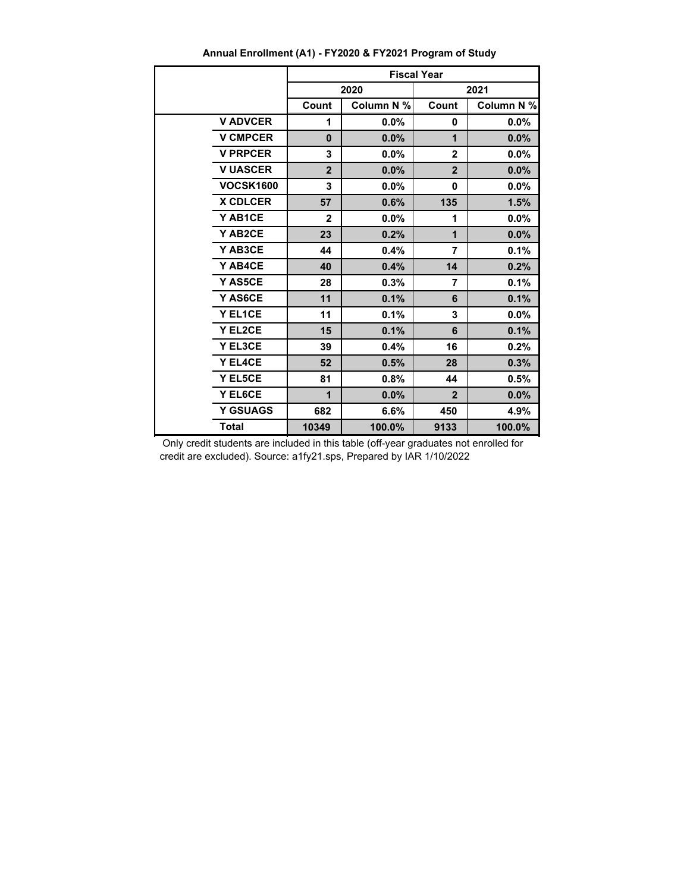**Annual Enrollment (A1) - FY2020 & FY2021 Program of Study**

| | Fiscal Year | | | |
|---|---|---|---|---|
| | 2020 | | 2021 | |
| | Count | Column N % | Count | Column N % |
| V ADVCER | 1 | 0.0% | 0 | 0.0% |
| V CMPCER | 0 | 0.0% | 1 | 0.0% |
| V PRPCER | 3 | 0.0% | 2 | 0.0% |
| V UASCER | 2 | 0.0% | 2 | 0.0% |
| VOCSK1600 | 3 | 0.0% | 0 | 0.0% |
| X CDLCER | 57 | 0.6% | 135 | 1.5% |
| Y AB1CE | 2 | 0.0% | 1 | 0.0% |
| Y AB2CE | 23 | 0.2% | 1 | 0.0% |
| Y AB3CE | 44 | 0.4% | 7 | 0.1% |
| Y AB4CE | 40 | 0.4% | 14 | 0.2% |
| Y AS5CE | 28 | 0.3% | 7 | 0.1% |
| Y AS6CE | 11 | 0.1% | 6 | 0.1% |
| Y EL1CE | 11 | 0.1% | 3 | 0.0% |
| Y EL2CE | 15 | 0.1% | 6 | 0.1% |
| Y EL3CE | 39 | 0.4% | 16 | 0.2% |
| Y EL4CE | 52 | 0.5% | 28 | 0.3% |
| Y EL5CE | 81 | 0.8% | 44 | 0.5% |
| Y EL6CE | 1 | 0.0% | 2 | 0.0% |
| Y GSUAGS | 682 | 6.6% | 450 | 4.9% |
| Total | 10349 | 100.0% | 9133 | 100.0% |

Only credit students are included in this table (off-year graduates not enrolled for credit are excluded). Source: a1fy21.sps, Prepared by IAR 1/10/2022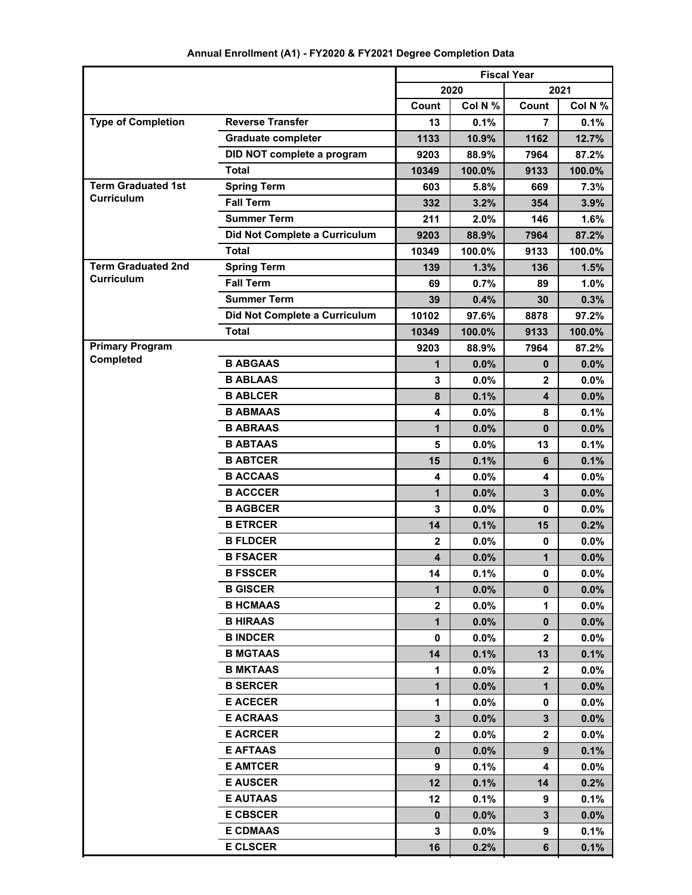**Annual Enrollment (A1) - FY2020 & FY2021 Degree Completion Data**

| | | Fiscal Year | | | |
|---|---|---|---|---|---|
| | | 2020 | | 2021 | |
| | | Count | Col N % | Count | Col N % |
| Type of Completion | Reverse Transfer | 13 | 0.1% | 7 | 0.1% |
| | Graduate completer | 1133 | 10.9% | 1162 | 12.7% |
| | DID NOT complete a program | 9203 | 88.9% | 7964 | 87.2% |
| | Total | 10349 | 100.0% | 9133 | 100.0% |
| Term Graduated 1st Curriculum | Spring Term | 603 | 5.8% | 669 | 7.3% |
| | Fall Term | 332 | 3.2% | 354 | 3.9% |
| | Summer Term | 211 | 2.0% | 146 | 1.6% |
| | Did Not Complete a Curriculum | 9203 | 88.9% | 7964 | 87.2% |
| | Total | 10349 | 100.0% | 9133 | 100.0% |
| Term Graduated 2nd Curriculum | Spring Term | 139 | 1.3% | 136 | 1.5% |
| | Fall Term | 69 | 0.7% | 89 | 1.0% |
| | Summer Term | 39 | 0.4% | 30 | 0.3% |
| | Did Not Complete a Curriculum | 10102 | 97.6% | 8878 | 97.2% |
| | Total | 10349 | 100.0% | 9133 | 100.0% |
| Primary Program Completed | | 9203 | 88.9% | 7964 | 87.2% |
| | B ABGAAS | 1 | 0.0% | 0 | 0.0% |
| | B ABLAAS | 3 | 0.0% | 2 | 0.0% |
| | B ABLCER | 8 | 0.1% | 4 | 0.0% |
| | B ABMAAS | 4 | 0.0% | 8 | 0.1% |
| | B ABRAAS | 1 | 0.0% | 0 | 0.0% |
| | B ABTAAS | 5 | 0.0% | 13 | 0.1% |
| | B ABTCER | 15 | 0.1% | 6 | 0.1% |
| | B ACCAAS | 4 | 0.0% | 4 | 0.0% |
| | B ACCCER | 1 | 0.0% | 3 | 0.0% |
| | B AGBCER | 3 | 0.0% | 0 | 0.0% |
| | B ETRCER | 14 | 0.1% | 15 | 0.2% |
| | B FLDCER | 2 | 0.0% | 0 | 0.0% |
| | B FSACER | 4 | 0.0% | 1 | 0.0% |
| | B FSSCER | 14 | 0.1% | 0 | 0.0% |
| | B GISCER | 1 | 0.0% | 0 | 0.0% |
| | B HCMAAS | 2 | 0.0% | 1 | 0.0% |
| | B HIRAAS | 1 | 0.0% | 0 | 0.0% |
| | B INDCER | 0 | 0.0% | 2 | 0.0% |
| | B MGTAAS | 14 | 0.1% | 13 | 0.1% |
| | B MKTAAS | 1 | 0.0% | 2 | 0.0% |
| | B SERCER | 1 | 0.0% | 1 | 0.0% |
| | E ACECER | 1 | 0.0% | 0 | 0.0% |
| | E ACRAAS | 3 | 0.0% | 3 | 0.0% |
| | E ACRCER | 2 | 0.0% | 2 | 0.0% |
| | E AFTAAS | 0 | 0.0% | 9 | 0.1% |
| | E AMTCER | 9 | 0.1% | 4 | 0.0% |
| | E AUSCER | 12 | 0.1% | 14 | 0.2% |
| | E AUTAAS | 12 | 0.1% | 9 | 0.1% |
| | E CBSCER | 0 | 0.0% | 3 | 0.0% |
| | E CDMAAS | 3 | 0.0% | 9 | 0.1% |
| | E CLSCER | 16 | 0.2% | 6 | 0.1% |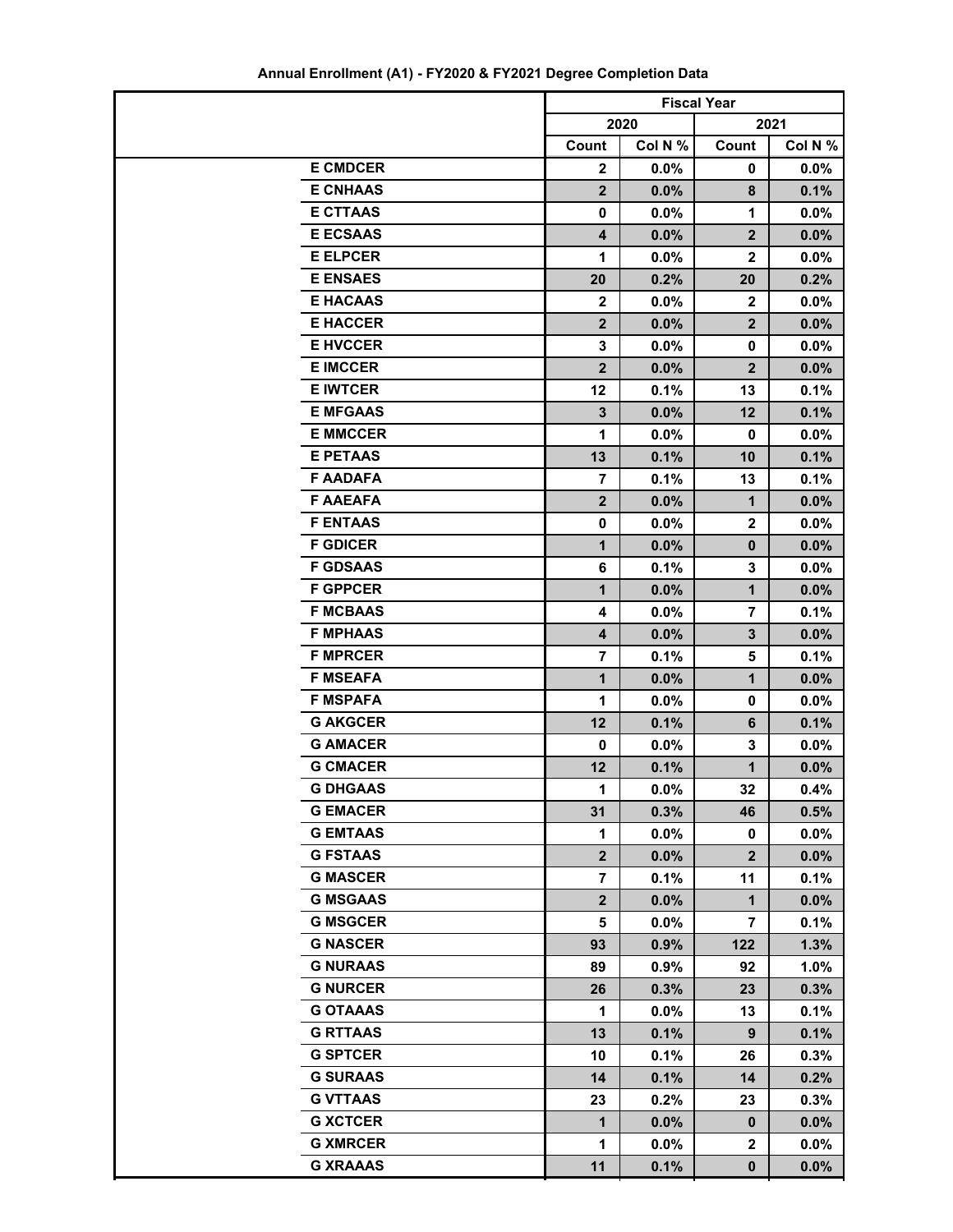**Annual Enrollment (A1) - FY2020 & FY2021 Degree Completion Data**

| | Fiscal Year | | | |
|---|---|---|---|---|
| | 2020 | | 2021 | |
| | Count | Col N % | Count | Col N % |
| E CMDCER | 2 | 0.0% | 0 | 0.0% |
| E CNHAAS | 2 | 0.0% | 8 | 0.1% |
| E CTTAAS | 0 | 0.0% | 1 | 0.0% |
| E ECSAAS | 4 | 0.0% | 2 | 0.0% |
| E ELPCER | 1 | 0.0% | 2 | 0.0% |
| E ENSAES | 20 | 0.2% | 20 | 0.2% |
| E HACAAS | 2 | 0.0% | 2 | 0.0% |
| E HACCER | 2 | 0.0% | 2 | 0.0% |
| E HVCCER | 3 | 0.0% | 0 | 0.0% |
| E IMCCER | 2 | 0.0% | 2 | 0.0% |
| E IWTCER | 12 | 0.1% | 13 | 0.1% |
| E MFGAAS | 3 | 0.0% | 12 | 0.1% |
| E MMCCER | 1 | 0.0% | 0 | 0.0% |
| E PETAAS | 13 | 0.1% | 10 | 0.1% |
| F AADAFA | 7 | 0.1% | 13 | 0.1% |
| F AAEAFA | 2 | 0.0% | 1 | 0.0% |
| F ENTAAS | 0 | 0.0% | 2 | 0.0% |
| F GDICER | 1 | 0.0% | 0 | 0.0% |
| F GDSAAS | 6 | 0.1% | 3 | 0.0% |
| F GPPCER | 1 | 0.0% | 1 | 0.0% |
| F MCBAAS | 4 | 0.0% | 7 | 0.1% |
| F MPHAAS | 4 | 0.0% | 3 | 0.0% |
| F MPRCER | 7 | 0.1% | 5 | 0.1% |
| F MSEAFA | 1 | 0.0% | 1 | 0.0% |
| F MSPAFA | 1 | 0.0% | 0 | 0.0% |
| G AKGCER | 12 | 0.1% | 6 | 0.1% |
| G AMACER | 0 | 0.0% | 3 | 0.0% |
| G CMACER | 12 | 0.1% | 1 | 0.0% |
| G DHGAAS | 1 | 0.0% | 32 | 0.4% |
| G EMACER | 31 | 0.3% | 46 | 0.5% |
| G EMTAAS | 1 | 0.0% | 0 | 0.0% |
| G FSTAAS | 2 | 0.0% | 2 | 0.0% |
| G MASCER | 7 | 0.1% | 11 | 0.1% |
| G MSGAAS | 2 | 0.0% | 1 | 0.0% |
| G MSGCER | 5 | 0.0% | 7 | 0.1% |
| G NASCER | 93 | 0.9% | 122 | 1.3% |
| G NURAAS | 89 | 0.9% | 92 | 1.0% |
| G NURCER | 26 | 0.3% | 23 | 0.3% |
| G OTAAAS | 1 | 0.0% | 13 | 0.1% |
| G RTTAAS | 13 | 0.1% | 9 | 0.1% |
| G SPTCER | 10 | 0.1% | 26 | 0.3% |
| G SURAAS | 14 | 0.1% | 14 | 0.2% |
| G VTTAAS | 23 | 0.2% | 23 | 0.3% |
| G XCTCER | 1 | 0.0% | 0 | 0.0% |
| G XMRCER | 1 | 0.0% | 2 | 0.0% |
| G XRAAAS | 11 | 0.1% | 0 | 0.0% |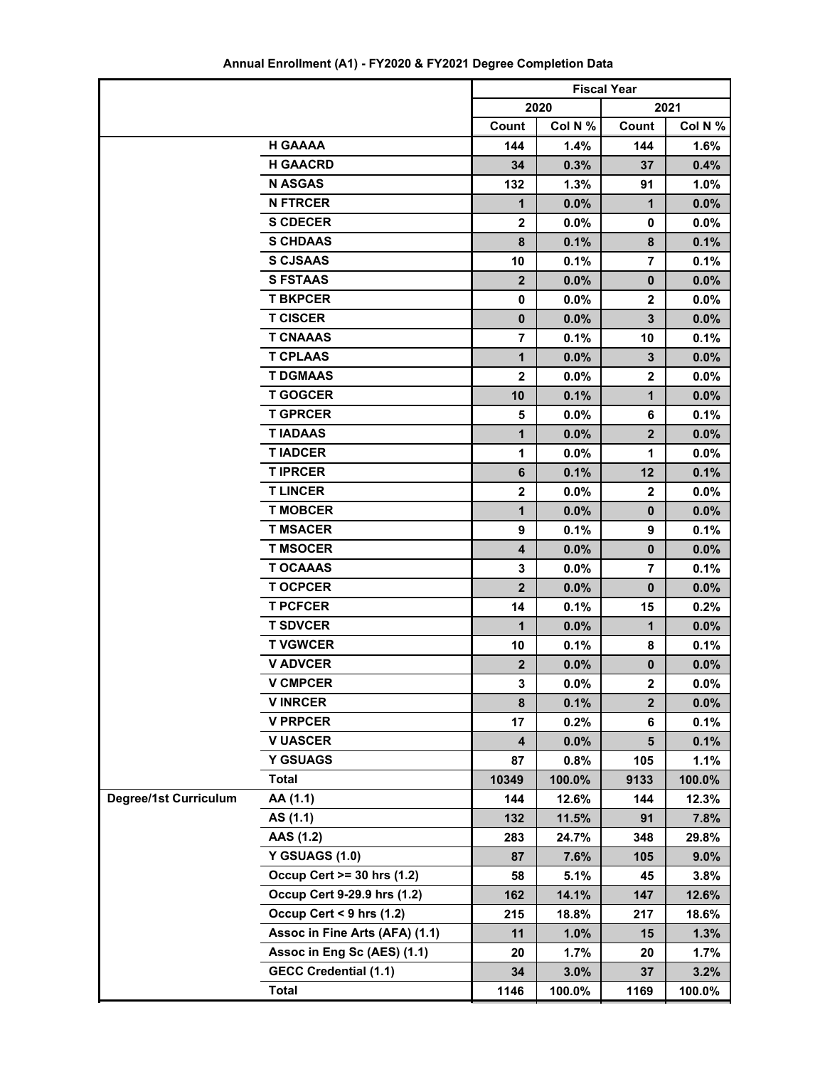**Annual Enrollment (A1) - FY2020 & FY2021 Degree Completion Data**

| | | Fiscal Year | | | |
|---|---|---|---|---|---|
| | | 2020 | | 2021 | |
| | | Count | Col N % | Count | Col N % |
| | H GAAAA | 144 | 1.4% | 144 | 1.6% |
| | H GAACRD | 34 | 0.3% | 37 | 0.4% |
| | N ASGAS | 132 | 1.3% | 91 | 1.0% |
| | N FTRCER | 1 | 0.0% | 1 | 0.0% |
| | S CDECER | 2 | 0.0% | 0 | 0.0% |
| | S CHDAAS | 8 | 0.1% | 8 | 0.1% |
| | S CJSAAS | 10 | 0.1% | 7 | 0.1% |
| | S FSTAAS | 2 | 0.0% | 0 | 0.0% |
| | T BKPCER | 0 | 0.0% | 2 | 0.0% |
| | T CISCER | 0 | 0.0% | 3 | 0.0% |
| | T CNAAAS | 7 | 0.1% | 10 | 0.1% |
| | T CPLAAS | 1 | 0.0% | 3 | 0.0% |
| | T DGMAAS | 2 | 0.0% | 2 | 0.0% |
| | T GOGCER | 10 | 0.1% | 1 | 0.0% |
| | T GPRCER | 5 | 0.0% | 6 | 0.1% |
| | T IADAAS | 1 | 0.0% | 2 | 0.0% |
| | T IADCER | 1 | 0.0% | 1 | 0.0% |
| | T IPRCER | 6 | 0.1% | 12 | 0.1% |
| | T LINCER | 2 | 0.0% | 2 | 0.0% |
| | T MOBCER | 1 | 0.0% | 0 | 0.0% |
| | T MSACER | 9 | 0.1% | 9 | 0.1% |
| | T MSOCER | 4 | 0.0% | 0 | 0.0% |
| | T OCAAAS | 3 | 0.0% | 7 | 0.1% |
| | T OCPCER | 2 | 0.0% | 0 | 0.0% |
| | T PCFCER | 14 | 0.1% | 15 | 0.2% |
| | T SDVCER | 1 | 0.0% | 1 | 0.0% |
| | T VGWCER | 10 | 0.1% | 8 | 0.1% |
| | V ADVCER | 2 | 0.0% | 0 | 0.0% |
| | V CMPCER | 3 | 0.0% | 2 | 0.0% |
| | V INRCER | 8 | 0.1% | 2 | 0.0% |
| | V PRPCER | 17 | 0.2% | 6 | 0.1% |
| | V UASCER | 4 | 0.0% | 5 | 0.1% |
| | Y GSUAGS | 87 | 0.8% | 105 | 1.1% |
| | Total | 10349 | 100.0% | 9133 | 100.0% |
| Degree/1st Curriculum | AA (1.1) | 144 | 12.6% | 144 | 12.3% |
| | AS (1.1) | 132 | 11.5% | 91 | 7.8% |
| | AAS (1.2) | 283 | 24.7% | 348 | 29.8% |
| | Y GSUAGS (1.0) | 87 | 7.6% | 105 | 9.0% |
| | Occup Cert >= 30 hrs (1.2) | 58 | 5.1% | 45 | 3.8% |
| | Occup Cert 9-29.9 hrs (1.2) | 162 | 14.1% | 147 | 12.6% |
| | Occup Cert < 9 hrs (1.2) | 215 | 18.8% | 217 | 18.6% |
| | Assoc in Fine Arts (AFA) (1.1) | 11 | 1.0% | 15 | 1.3% |
| | Assoc in Eng Sc (AES) (1.1) | 20 | 1.7% | 20 | 1.7% |
| | GECC Credential (1.1) | 34 | 3.0% | 37 | 3.2% |
| | Total | 1146 | 100.0% | 1169 | 100.0% |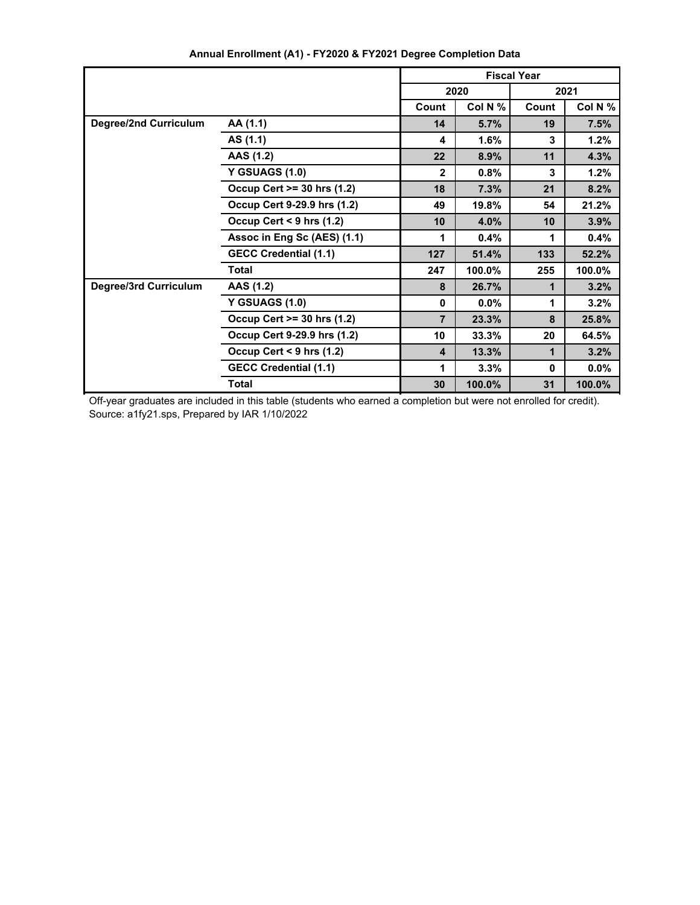**Annual Enrollment (A1) - FY2020 & FY2021 Degree Completion Data**

| | | Fiscal Year | | | |
|---|---|---|---|---|---|
| | | 2020 | | 2021 | |
| | | Count | Col N % | Count | Col N % |
| Degree/2nd Curriculum | AA (1.1) | 14 | 5.7% | 19 | 7.5% |
| | AS (1.1) | 4 | 1.6% | 3 | 1.2% |
| | AAS (1.2) | 22 | 8.9% | 11 | 4.3% |
| | Y GSUAGS (1.0) | 2 | 0.8% | 3 | 1.2% |
| | Occup Cert >= 30 hrs (1.2) | 18 | 7.3% | 21 | 8.2% |
| | Occup Cert 9-29.9 hrs (1.2) | 49 | 19.8% | 54 | 21.2% |
| | Occup Cert < 9 hrs (1.2) | 10 | 4.0% | 10 | 3.9% |
| | Assoc in Eng Sc (AES) (1.1) | 1 | 0.4% | 1 | 0.4% |
| | GECC Credential (1.1) | 127 | 51.4% | 133 | 52.2% |
| | Total | 247 | 100.0% | 255 | 100.0% |
| Degree/3rd Curriculum | AAS (1.2) | 8 | 26.7% | 1 | 3.2% |
| | Y GSUAGS (1.0) | 0 | 0.0% | 1 | 3.2% |
| | Occup Cert >= 30 hrs (1.2) | 7 | 23.3% | 8 | 25.8% |
| | Occup Cert 9-29.9 hrs (1.2) | 10 | 33.3% | 20 | 64.5% |
| | Occup Cert < 9 hrs (1.2) | 4 | 13.3% | 1 | 3.2% |
| | GECC Credential (1.1) | 1 | 3.3% | 0 | 0.0% |
| | Total | 30 | 100.0% | 31 | 100.0% |

Off-year graduates are included in this table (students who earned a completion but were not enrolled for credit).
Source: a1fy21.sps, Prepared by IAR 1/10/2022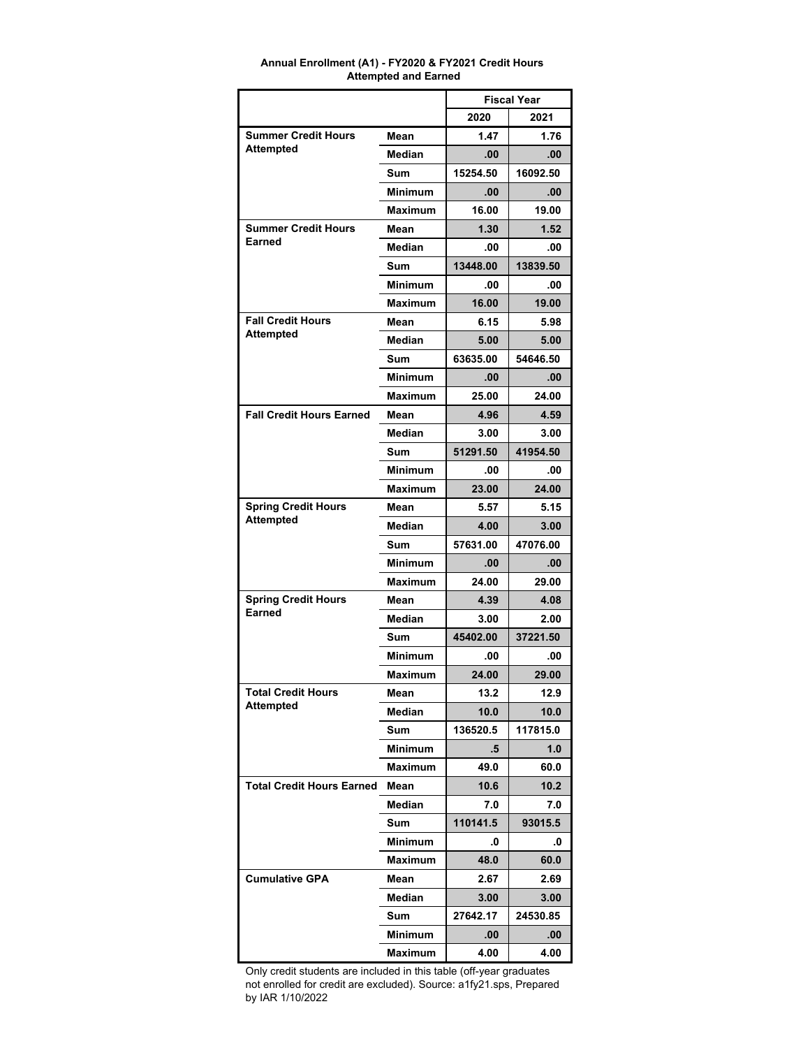**Annual Enrollment (A1) - FY2020 & FY2021 Credit Hours Attempted and Earned**

| | | Fiscal Year | |
|---|---|---|---|
| | | 2020 | 2021 |
| Summer Credit Hours Attempted | Mean | 1.47 | 1.76 |
| | Median | .00 | .00 |
| | Sum | 15254.50 | 16092.50 |
| | Minimum | .00 | .00 |
| | Maximum | 16.00 | 19.00 |
| Summer Credit Hours Earned | Mean | 1.30 | 1.52 |
| | Median | .00 | .00 |
| | Sum | 13448.00 | 13839.50 |
| | Minimum | .00 | .00 |
| | Maximum | 16.00 | 19.00 |
| Fall Credit Hours Attempted | Mean | 6.15 | 5.98 |
| | Median | 5.00 | 5.00 |
| | Sum | 63635.00 | 54646.50 |
| | Minimum | .00 | .00 |
| | Maximum | 25.00 | 24.00 |
| Fall Credit Hours Earned | Mean | 4.96 | 4.59 |
| | Median | 3.00 | 3.00 |
| | Sum | 51291.50 | 41954.50 |
| | Minimum | .00 | .00 |
| | Maximum | 23.00 | 24.00 |
| Spring Credit Hours Attempted | Mean | 5.57 | 5.15 |
| | Median | 4.00 | 3.00 |
| | Sum | 57631.00 | 47076.00 |
| | Minimum | .00 | .00 |
| | Maximum | 24.00 | 29.00 |
| Spring Credit Hours Earned | Mean | 4.39 | 4.08 |
| | Median | 3.00 | 2.00 |
| | Sum | 45402.00 | 37221.50 |
| | Minimum | .00 | .00 |
| | Maximum | 24.00 | 29.00 |
| Total Credit Hours Attempted | Mean | 13.2 | 12.9 |
| | Median | 10.0 | 10.0 |
| | Sum | 136520.5 | 117815.0 |
| | Minimum | .5 | 1.0 |
| | Maximum | 49.0 | 60.0 |
| Total Credit Hours Earned | Mean | 10.6 | 10.2 |
| | Median | 7.0 | 7.0 |
| | Sum | 110141.5 | 93015.5 |
| | Minimum | .0 | .0 |
| | Maximum | 48.0 | 60.0 |
| Cumulative GPA | Mean | 2.67 | 2.69 |
| | Median | 3.00 | 3.00 |
| | Sum | 27642.17 | 24530.85 |
| | Minimum | .00 | .00 |
| | Maximum | 4.00 | 4.00 |

Only credit students are included in this table (off-year graduates not enrolled for credit are excluded). Source: a1fy21.sps, Prepared by IAR 1/10/2022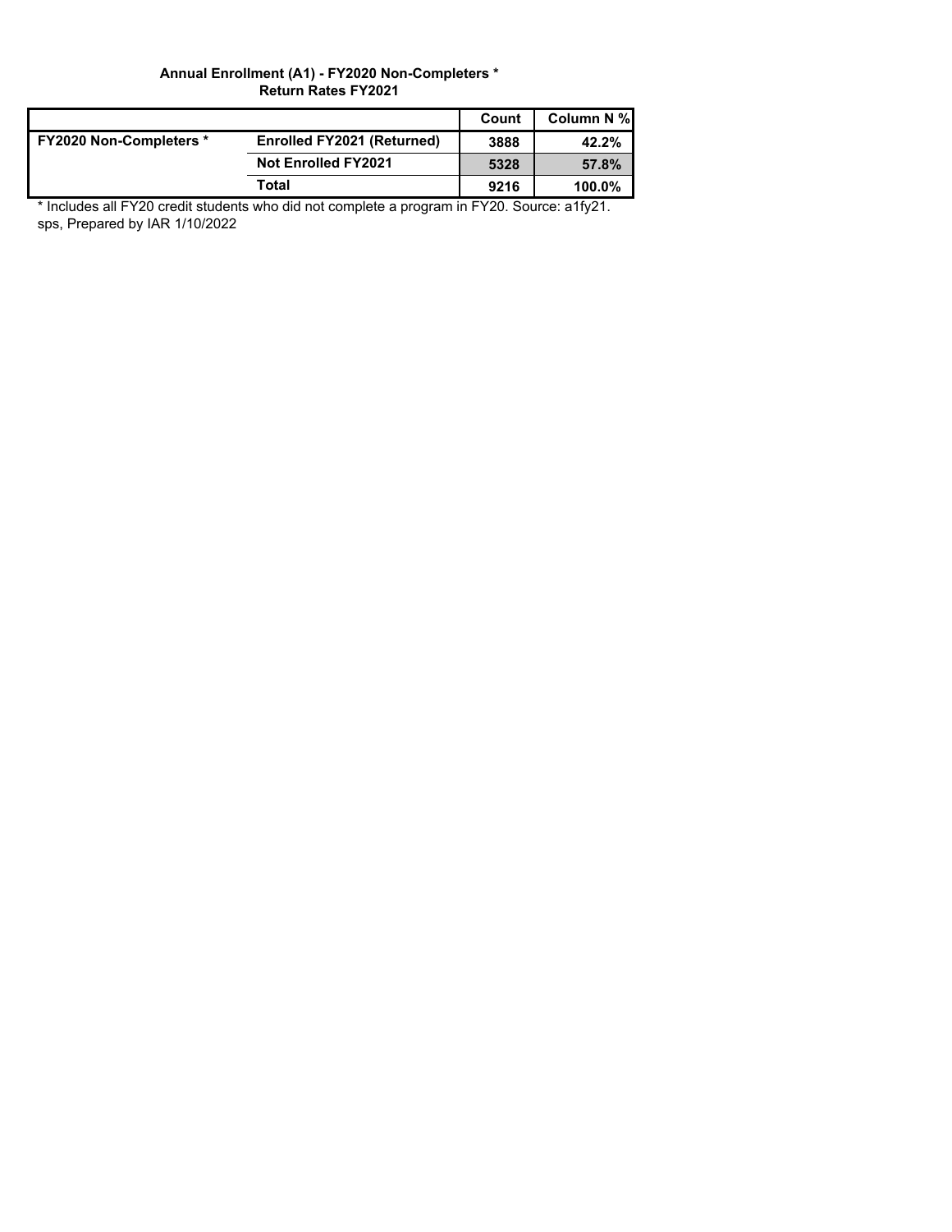**Annual Enrollment (A1) - FY2020 Non-Completers ***
**Return Rates FY2021**

| | | Count | Column N % |
|---|---|---|---|
| **FY2020 Non-Completers *** | **Enrolled FY2021 (Returned)** | **3888** | **42.2%** |
| | **Not Enrolled FY2021** | **5328** | **57.8%** |
| | **Total** | **9216** | **100.0%** |

* Includes all FY20 credit students who did not complete a program in FY20. Source: a1fy21.sps, Prepared by IAR 1/10/2022